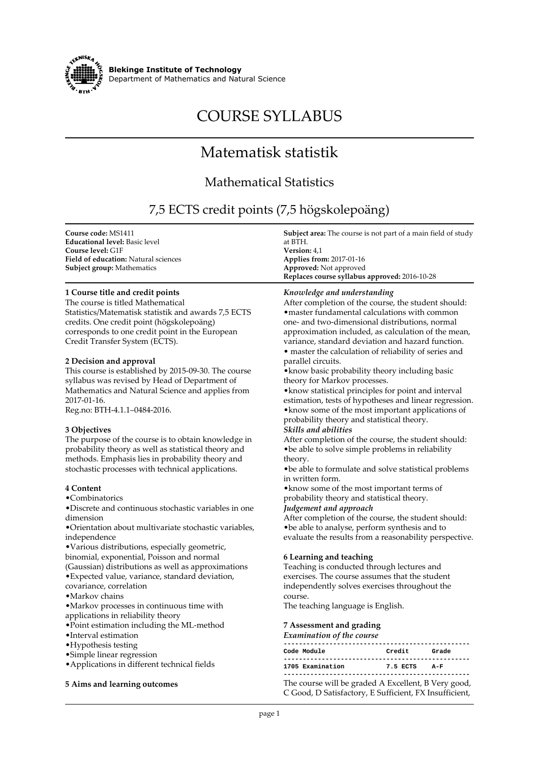**Blekinge Institute of Technology**
Department of Mathematics and Natural Science

# COURSE SYLLABUS

# Matematisk statistik

## Mathematical Statistics

## 7,5 ECTS credit points (7,5 högskolepoäng)

**Course code:** MS1411
**Educational level:** Basic level
**Course level:** G1F
**Field of education:** Natural sciences
**Subject group:** Mathematics

**Subject area:** The course is not part of a main field of study at BTH.
**Version:** 4,1
**Applies from:** 2017-01-16
**Approved:** Not approved
**Replaces course syllabus approved:** 2016-10-28

### 1 Course title and credit points

The course is titled Mathematical Statistics/Matematisk statistik and awards 7,5 ECTS credits. One credit point (högskolepoäng) corresponds to one credit point in the European Credit Transfer System (ECTS).

### 2 Decision and approval

This course is established by 2015-09-30. The course syllabus was revised by Head of Department of Mathematics and Natural Science and applies from 2017-01-16.
Reg.no: BTH-4.1.1–0484-2016.

### 3 Objectives

The purpose of the course is to obtain knowledge in probability theory as well as statistical theory and methods. Emphasis lies in probability theory and stochastic processes with technical applications.

### 4 Content

- Combinatorics
- Discrete and continuous stochastic variables in one dimension
- Orientation about multivariate stochastic variables, independence
- Various distributions, especially geometric, binomial, exponential, Poisson and normal (Gaussian) distributions as well as approximations
- Expected value, variance, standard deviation, covariance, correlation
- Markov chains
- Markov processes in continuous time with applications in reliability theory
- Point estimation including the ML-method
- Interval estimation
- Hypothesis testing
- Simple linear regression
- Applications in different technical fields

### 5 Aims and learning outcomes

*Knowledge and understanding*

After completion of the course, the student should:

- master fundamental calculations with common one- and two-dimensional distributions, normal approximation included, as calculation of the mean, variance, standard deviation and hazard function.
- master the calculation of reliability of series and parallel circuits.
- know basic probability theory including basic theory for Markov processes.
- know statistical principles for point and interval estimation, tests of hypotheses and linear regression.
- know some of the most important applications of probability theory and statistical theory.

***Skills and abilities***

After completion of the course, the student should:

- be able to solve simple problems in reliability theory.
- be able to formulate and solve statistical problems in written form.
- know some of the most important terms of probability theory and statistical theory.

***Judgement and approach***

After completion of the course, the student should:

- be able to analyse, perform synthesis and to evaluate the results from a reasonability perspective.

### 6 Learning and teaching

Teaching is conducted through lectures and exercises. The course assumes that the student independently solves exercises throughout the course.
The teaching language is English.

### 7 Assessment and grading

*Examination of the course*

| Code | Module | Credit | Grade |
|---|---|---|---|
| 1705 | Examination | 7.5 ECTS | A-F |

The course will be graded A Excellent, B Very good, C Good, D Satisfactory, E Sufficient, FX Insufficient,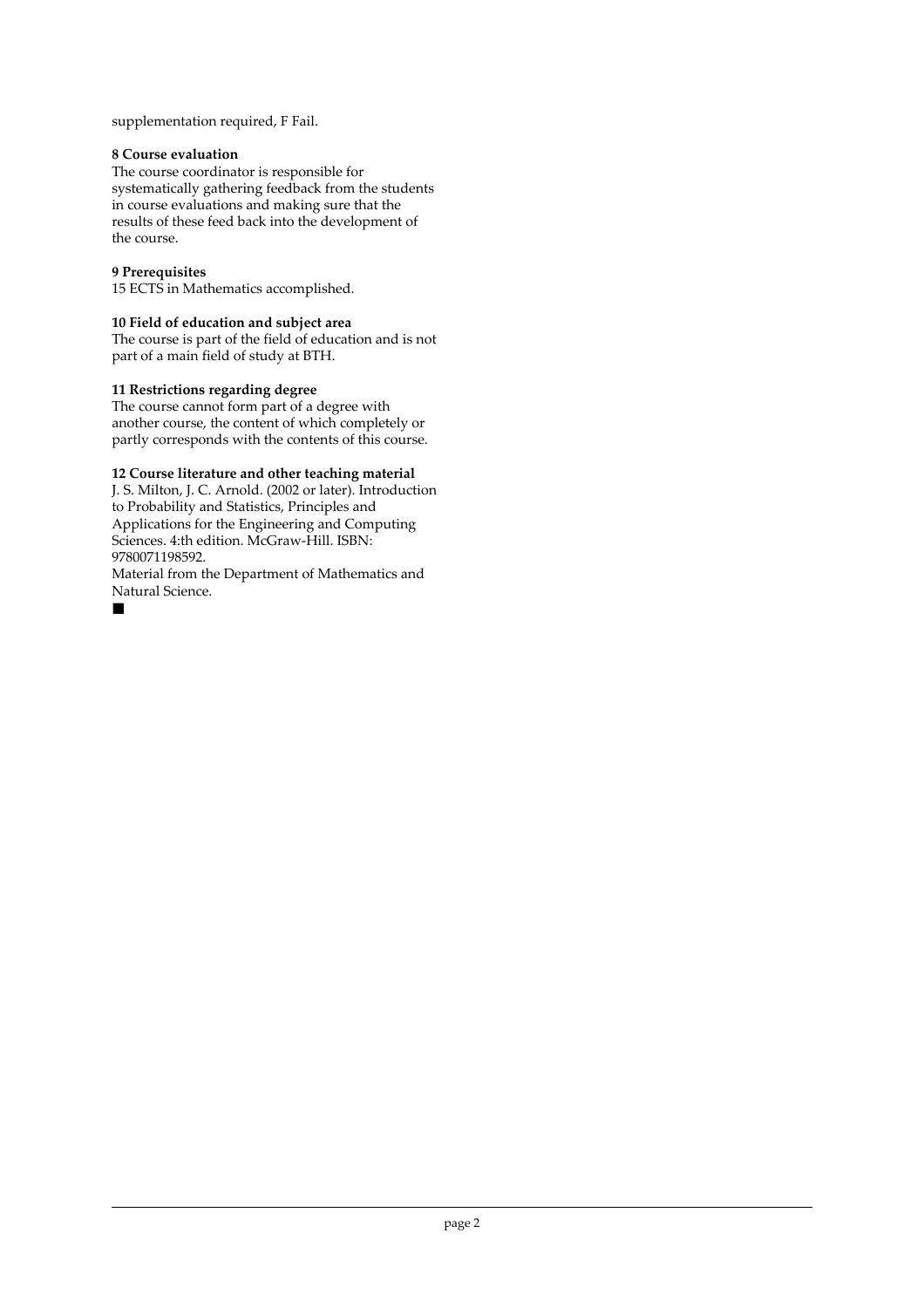supplementation required, F Fail.

**8 Course evaluation**

The course coordinator is responsible for systematically gathering feedback from the students in course evaluations and making sure that the results of these feed back into the development of the course.

**9 Prerequisites**

15 ECTS in Mathematics accomplished.

**10 Field of education and subject area**

The course is part of the field of education and is not part of a main field of study at BTH.

**11 Restrictions regarding degree**

The course cannot form part of a degree with another course, the content of which completely or partly corresponds with the contents of this course.

**12 Course literature and other teaching material**

J. S. Milton, J. C. Arnold. (2002 or later). Introduction to Probability and Statistics, Principles and Applications for the Engineering and Computing Sciences. 4:th edition. McGraw-Hill. ISBN: 9780071198592.

Material from the Department of Mathematics and Natural Science.

■